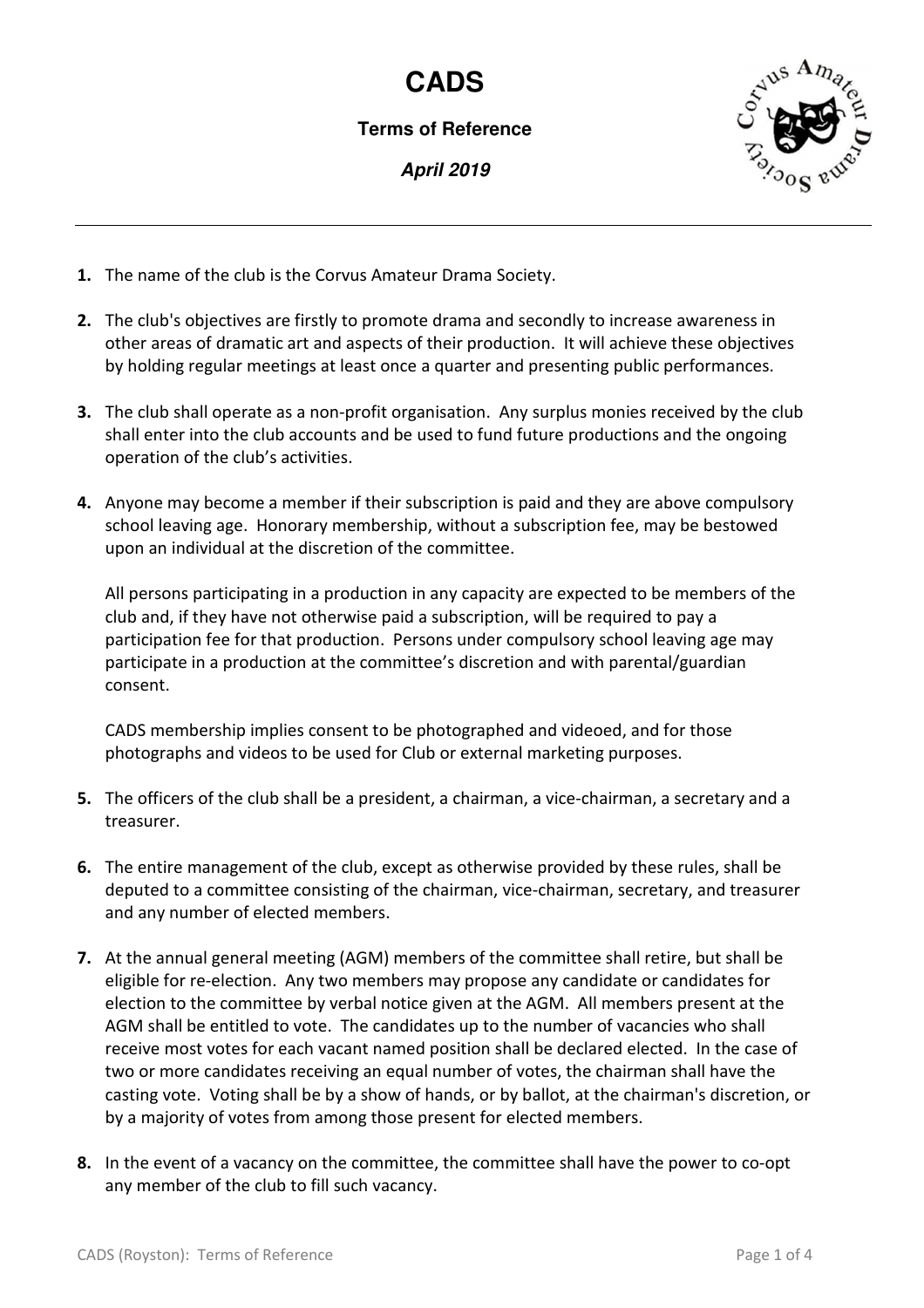# CADS

**Terms of Reference**

***April 2019***

---

1. The name of the club is the Corvus Amateur Drama Society.

2. The club's objectives are firstly to promote drama and secondly to increase awareness in other areas of dramatic art and aspects of their production. It will achieve these objectives by holding regular meetings at least once a quarter and presenting public performances.

3. The club shall operate as a non-profit organisation. Any surplus monies received by the club shall enter into the club accounts and be used to fund future productions and the ongoing operation of the club's activities.

4. Anyone may become a member if their subscription is paid and they are above compulsory school leaving age. Honorary membership, without a subscription fee, may be bestowed upon an individual at the discretion of the committee.

   All persons participating in a production in any capacity are expected to be members of the club and, if they have not otherwise paid a subscription, will be required to pay a participation fee for that production. Persons under compulsory school leaving age may participate in a production at the committee's discretion and with parental/guardian consent.

   CADS membership implies consent to be photographed and videoed, and for those photographs and videos to be used for Club or external marketing purposes.

5. The officers of the club shall be a president, a chairman, a vice-chairman, a secretary and a treasurer.

6. The entire management of the club, except as otherwise provided by these rules, shall be deputed to a committee consisting of the chairman, vice-chairman, secretary, and treasurer and any number of elected members.

7. At the annual general meeting (AGM) members of the committee shall retire, but shall be eligible for re-election. Any two members may propose any candidate or candidates for election to the committee by verbal notice given at the AGM. All members present at the AGM shall be entitled to vote. The candidates up to the number of vacancies who shall receive most votes for each vacant named position shall be declared elected. In the case of two or more candidates receiving an equal number of votes, the chairman shall have the casting vote. Voting shall be by a show of hands, or by ballot, at the chairman's discretion, or by a majority of votes from among those present for elected members.

8. In the event of a vacancy on the committee, the committee shall have the power to co-opt any member of the club to fill such vacancy.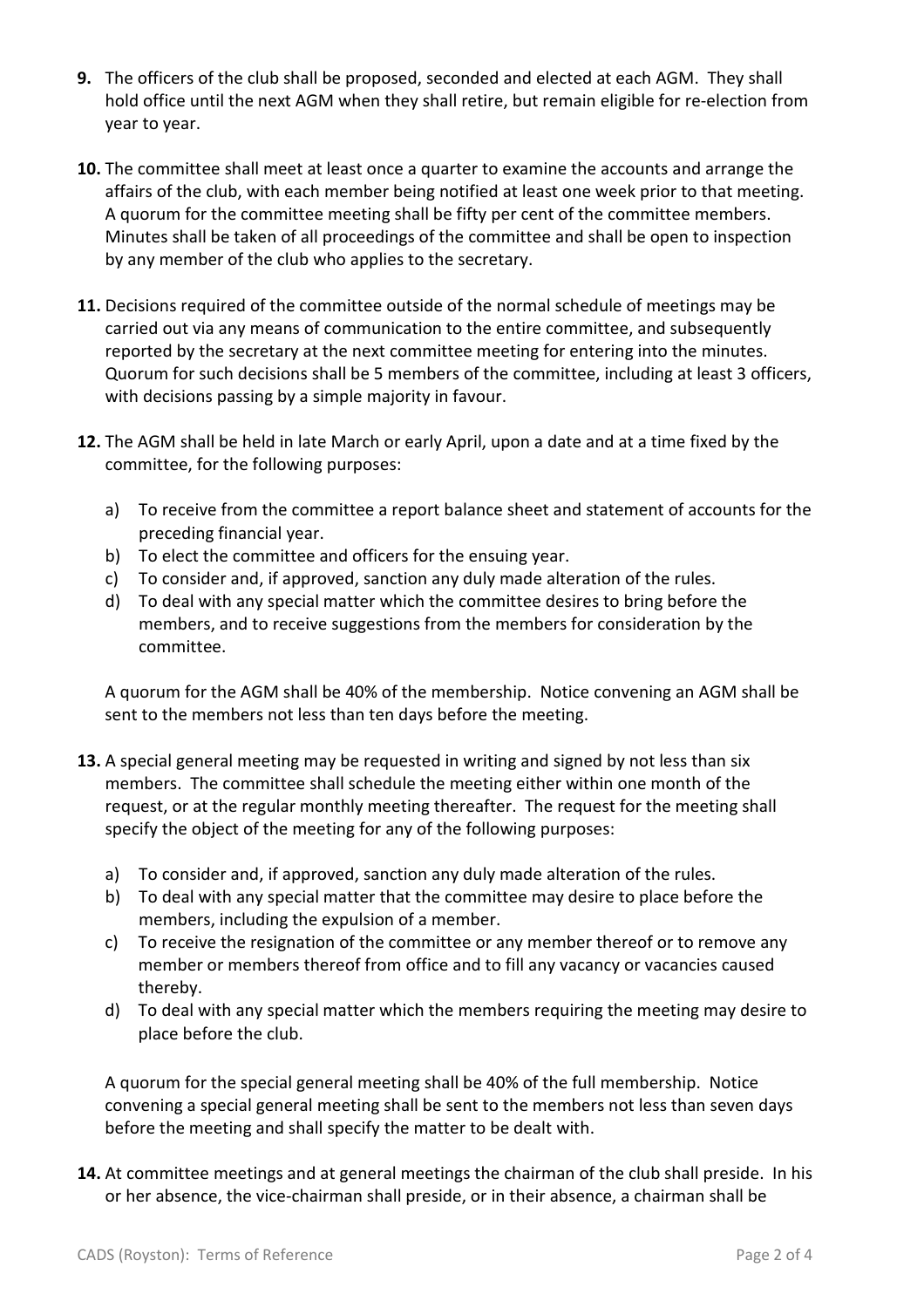**9.** The officers of the club shall be proposed, seconded and elected at each AGM. They shall hold office until the next AGM when they shall retire, but remain eligible for re-election from year to year.

**10.** The committee shall meet at least once a quarter to examine the accounts and arrange the affairs of the club, with each member being notified at least one week prior to that meeting. A quorum for the committee meeting shall be fifty per cent of the committee members. Minutes shall be taken of all proceedings of the committee and shall be open to inspection by any member of the club who applies to the secretary.

**11.** Decisions required of the committee outside of the normal schedule of meetings may be carried out via any means of communication to the entire committee, and subsequently reported by the secretary at the next committee meeting for entering into the minutes. Quorum for such decisions shall be 5 members of the committee, including at least 3 officers, with decisions passing by a simple majority in favour.

**12.** The AGM shall be held in late March or early April, upon a date and at a time fixed by the committee, for the following purposes:

a) To receive from the committee a report balance sheet and statement of accounts for the preceding financial year.
b) To elect the committee and officers for the ensuing year.
c) To consider and, if approved, sanction any duly made alteration of the rules.
d) To deal with any special matter which the committee desires to bring before the members, and to receive suggestions from the members for consideration by the committee.

A quorum for the AGM shall be 40% of the membership. Notice convening an AGM shall be sent to the members not less than ten days before the meeting.

**13.** A special general meeting may be requested in writing and signed by not less than six members. The committee shall schedule the meeting either within one month of the request, or at the regular monthly meeting thereafter. The request for the meeting shall specify the object of the meeting for any of the following purposes:

a) To consider and, if approved, sanction any duly made alteration of the rules.
b) To deal with any special matter that the committee may desire to place before the members, including the expulsion of a member.
c) To receive the resignation of the committee or any member thereof or to remove any member or members thereof from office and to fill any vacancy or vacancies caused thereby.
d) To deal with any special matter which the members requiring the meeting may desire to place before the club.

A quorum for the special general meeting shall be 40% of the full membership. Notice convening a special general meeting shall be sent to the members not less than seven days before the meeting and shall specify the matter to be dealt with.

**14.** At committee meetings and at general meetings the chairman of the club shall preside. In his or her absence, the vice-chairman shall preside, or in their absence, a chairman shall be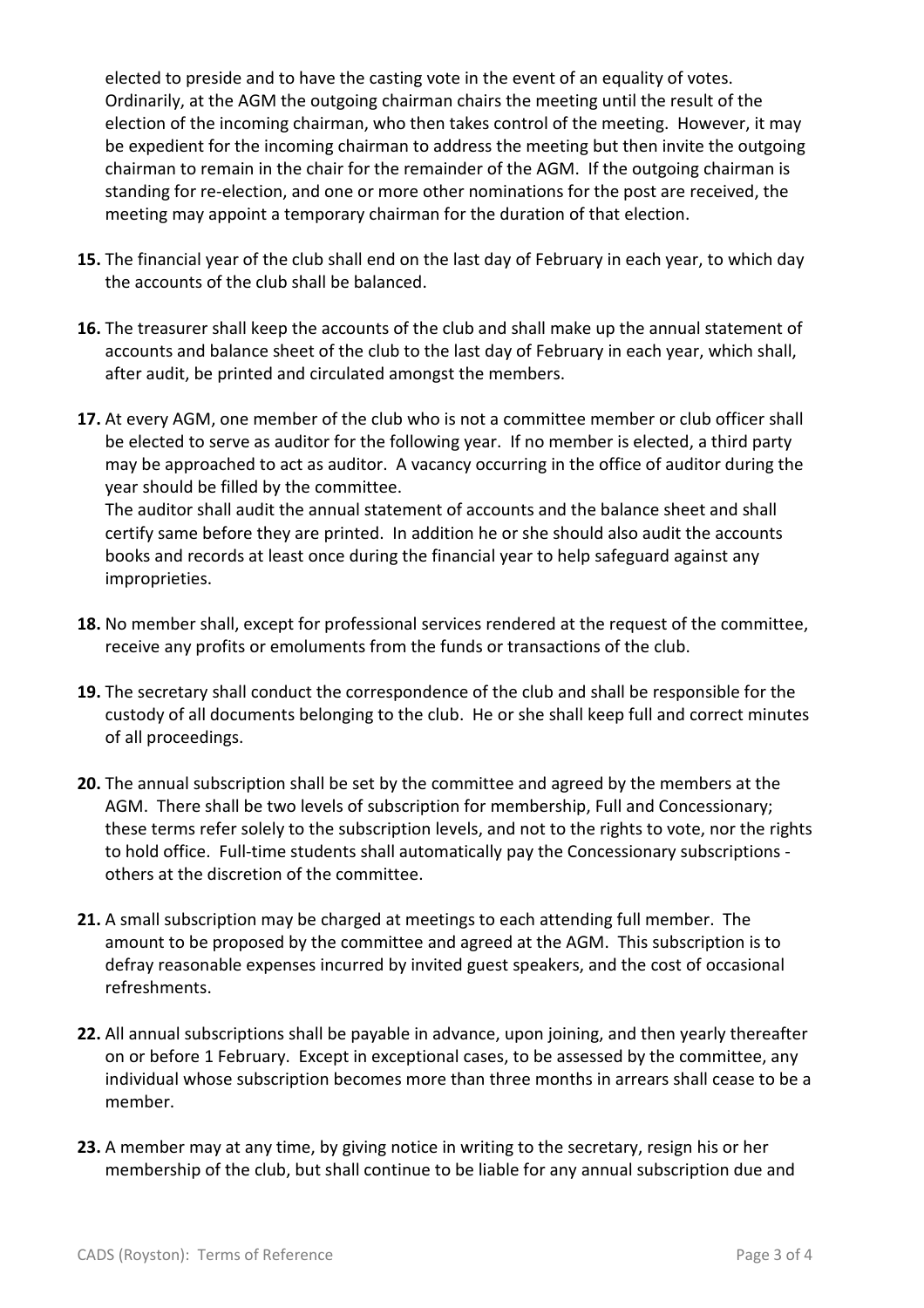elected to preside and to have the casting vote in the event of an equality of votes. Ordinarily, at the AGM the outgoing chairman chairs the meeting until the result of the election of the incoming chairman, who then takes control of the meeting. However, it may be expedient for the incoming chairman to address the meeting but then invite the outgoing chairman to remain in the chair for the remainder of the AGM. If the outgoing chairman is standing for re-election, and one or more other nominations for the post are received, the meeting may appoint a temporary chairman for the duration of that election.

**15.** The financial year of the club shall end on the last day of February in each year, to which day the accounts of the club shall be balanced.

**16.** The treasurer shall keep the accounts of the club and shall make up the annual statement of accounts and balance sheet of the club to the last day of February in each year, which shall, after audit, be printed and circulated amongst the members.

**17.** At every AGM, one member of the club who is not a committee member or club officer shall be elected to serve as auditor for the following year. If no member is elected, a third party may be approached to act as auditor. A vacancy occurring in the office of auditor during the year should be filled by the committee.
The auditor shall audit the annual statement of accounts and the balance sheet and shall certify same before they are printed. In addition he or she should also audit the accounts books and records at least once during the financial year to help safeguard against any improprieties.

**18.** No member shall, except for professional services rendered at the request of the committee, receive any profits or emoluments from the funds or transactions of the club.

**19.** The secretary shall conduct the correspondence of the club and shall be responsible for the custody of all documents belonging to the club. He or she shall keep full and correct minutes of all proceedings.

**20.** The annual subscription shall be set by the committee and agreed by the members at the AGM. There shall be two levels of subscription for membership, Full and Concessionary; these terms refer solely to the subscription levels, and not to the rights to vote, nor the rights to hold office. Full-time students shall automatically pay the Concessionary subscriptions - others at the discretion of the committee.

**21.** A small subscription may be charged at meetings to each attending full member. The amount to be proposed by the committee and agreed at the AGM. This subscription is to defray reasonable expenses incurred by invited guest speakers, and the cost of occasional refreshments.

**22.** All annual subscriptions shall be payable in advance, upon joining, and then yearly thereafter on or before 1 February. Except in exceptional cases, to be assessed by the committee, any individual whose subscription becomes more than three months in arrears shall cease to be a member.

**23.** A member may at any time, by giving notice in writing to the secretary, resign his or her membership of the club, but shall continue to be liable for any annual subscription due and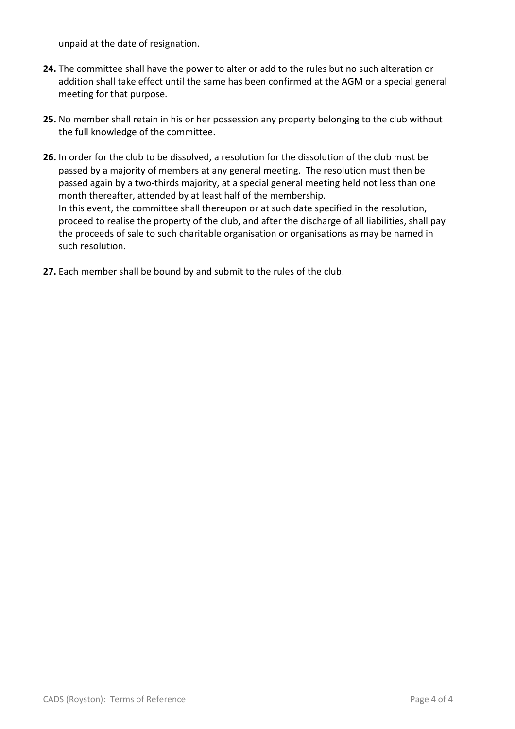unpaid at the date of resignation.

**24.** The committee shall have the power to alter or add to the rules but no such alteration or addition shall take effect until the same has been confirmed at the AGM or a special general meeting for that purpose.

**25.** No member shall retain in his or her possession any property belonging to the club without the full knowledge of the committee.

**26.** In order for the club to be dissolved, a resolution for the dissolution of the club must be passed by a majority of members at any general meeting. The resolution must then be passed again by a two-thirds majority, at a special general meeting held not less than one month thereafter, attended by at least half of the membership.
In this event, the committee shall thereupon or at such date specified in the resolution, proceed to realise the property of the club, and after the discharge of all liabilities, shall pay the proceeds of sale to such charitable organisation or organisations as may be named in such resolution.

**27.** Each member shall be bound by and submit to the rules of the club.